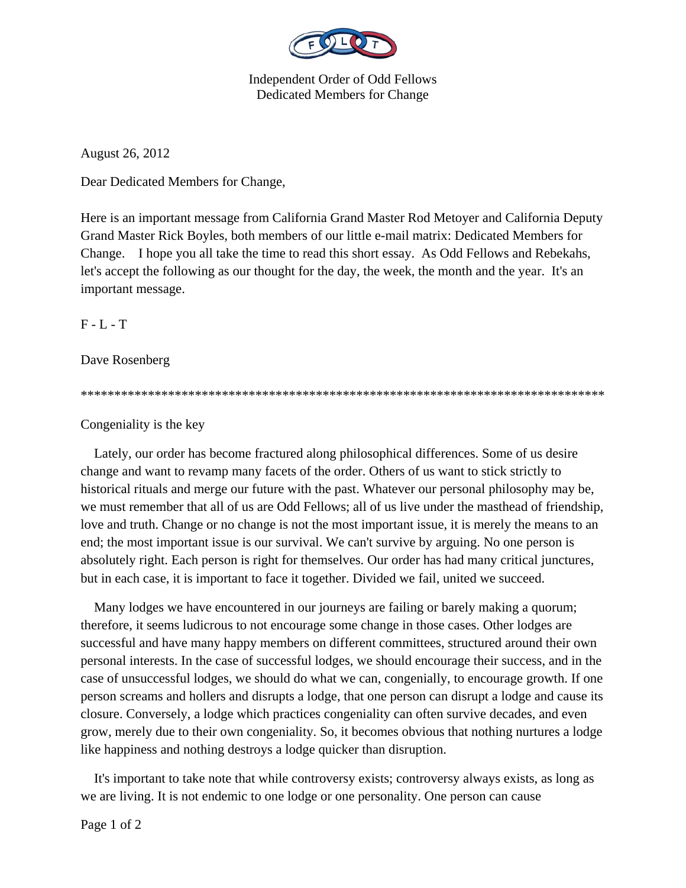Independent Order of Odd Fellows
Dedicated Members for Change

August 26, 2012

Dear Dedicated Members for Change,

Here is an important message from California Grand Master Rod Metoyer and California Deputy Grand Master Rick Boyles, both members of our little e-mail matrix: Dedicated Members for Change. I hope you all take the time to read this short essay. As Odd Fellows and Rebekahs, let's accept the following as our thought for the day, the week, the month and the year. It's an important message.

F - L - T

Dave Rosenberg

*********************************************************************************

Congeniality is the key

Lately, our order has become fractured along philosophical differences. Some of us desire change and want to revamp many facets of the order. Others of us want to stick strictly to historical rituals and merge our future with the past. Whatever our personal philosophy may be, we must remember that all of us are Odd Fellows; all of us live under the masthead of friendship, love and truth. Change or no change is not the most important issue, it is merely the means to an end; the most important issue is our survival. We can't survive by arguing. No one person is absolutely right. Each person is right for themselves. Our order has had many critical junctures, but in each case, it is important to face it together. Divided we fail, united we succeed.

Many lodges we have encountered in our journeys are failing or barely making a quorum; therefore, it seems ludicrous to not encourage some change in those cases. Other lodges are successful and have many happy members on different committees, structured around their own personal interests. In the case of successful lodges, we should encourage their success, and in the case of unsuccessful lodges, we should do what we can, congenially, to encourage growth. If one person screams and hollers and disrupts a lodge, that one person can disrupt a lodge and cause its closure. Conversely, a lodge which practices congeniality can often survive decades, and even grow, merely due to their own congeniality. So, it becomes obvious that nothing nurtures a lodge like happiness and nothing destroys a lodge quicker than disruption.

It's important to take note that while controversy exists; controversy always exists, as long as we are living. It is not endemic to one lodge or one personality. One person can cause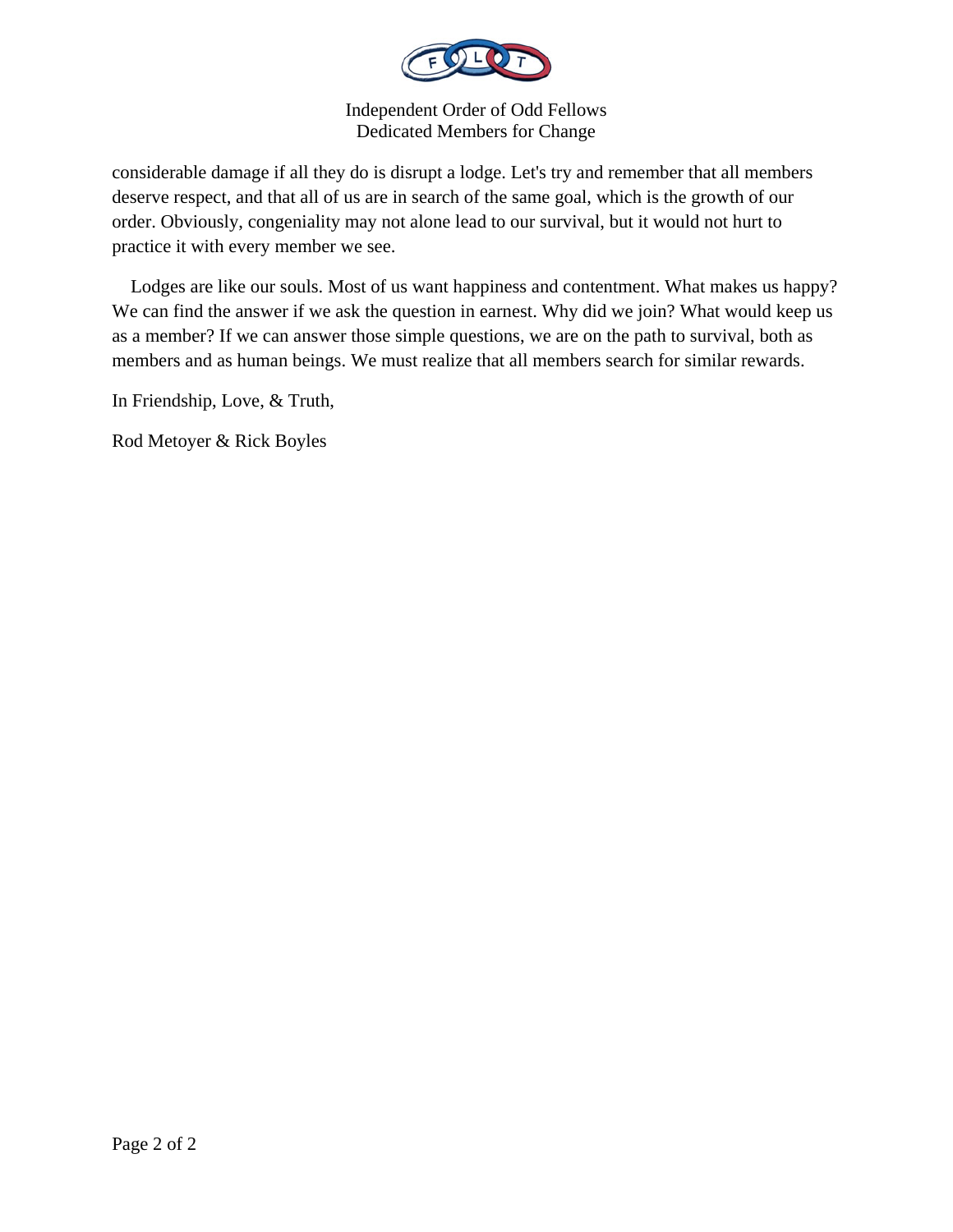considerable damage if all they do is disrupt a lodge. Let's try and remember that all members deserve respect, and that all of us are in search of the same goal, which is the growth of our order. Obviously, congeniality may not alone lead to our survival, but it would not hurt to practice it with every member we see.

Lodges are like our souls. Most of us want happiness and contentment. What makes us happy? We can find the answer if we ask the question in earnest. Why did we join? What would keep us as a member? If we can answer those simple questions, we are on the path to survival, both as members and as human beings. We must realize that all members search for similar rewards.

In Friendship, Love, & Truth,

Rod Metoyer & Rick Boyles